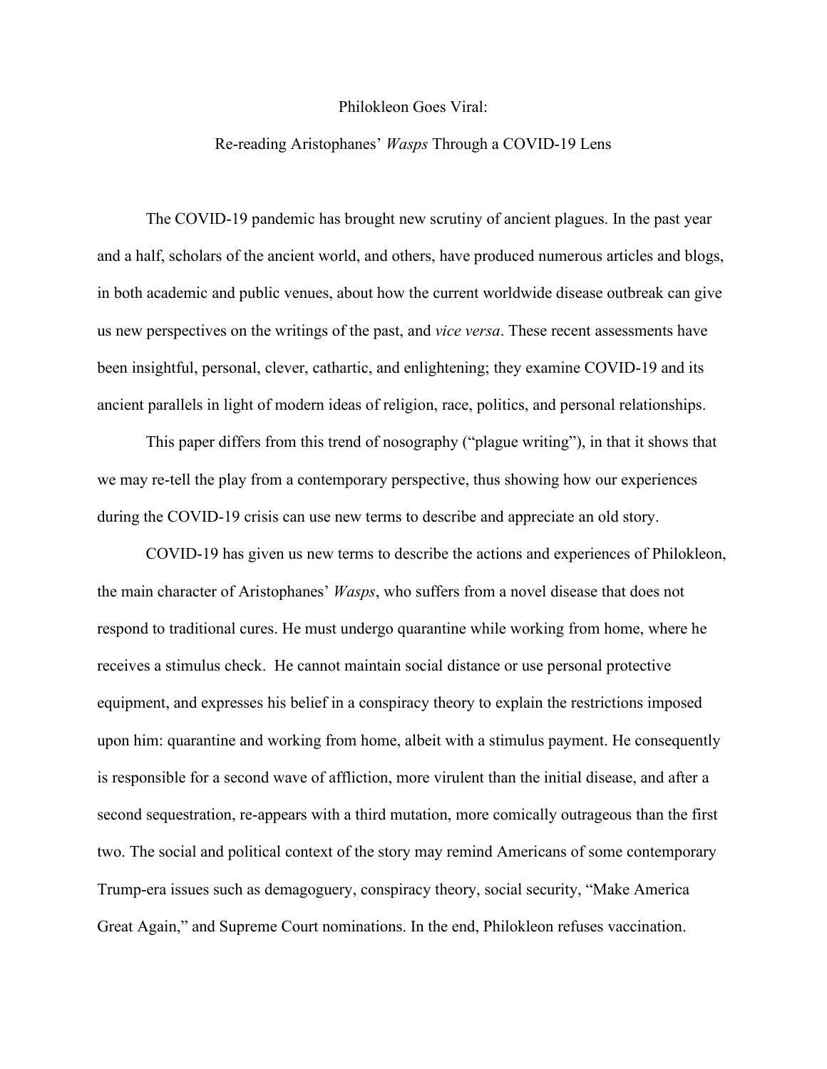# Philokleon Goes Viral:

## Re-reading Aristophanes' *Wasps* Through a COVID-19 Lens

The COVID-19 pandemic has brought new scrutiny of ancient plagues. In the past year and a half, scholars of the ancient world, and others, have produced numerous articles and blogs, in both academic and public venues, about how the current worldwide disease outbreak can give us new perspectives on the writings of the past, and *vice versa*. These recent assessments have been insightful, personal, clever, cathartic, and enlightening; they examine COVID-19 and its ancient parallels in light of modern ideas of religion, race, politics, and personal relationships.

This paper differs from this trend of nosography ("plague writing"), in that it shows that we may re-tell the play from a contemporary perspective, thus showing how our experiences during the COVID-19 crisis can use new terms to describe and appreciate an old story.

COVID-19 has given us new terms to describe the actions and experiences of Philokleon, the main character of Aristophanes' *Wasps*, who suffers from a novel disease that does not respond to traditional cures. He must undergo quarantine while working from home, where he receives a stimulus check. He cannot maintain social distance or use personal protective equipment, and expresses his belief in a conspiracy theory to explain the restrictions imposed upon him: quarantine and working from home, albeit with a stimulus payment. He consequently is responsible for a second wave of affliction, more virulent than the initial disease, and after a second sequestration, re-appears with a third mutation, more comically outrageous than the first two. The social and political context of the story may remind Americans of some contemporary Trump-era issues such as demagoguery, conspiracy theory, social security, "Make America Great Again," and Supreme Court nominations. In the end, Philokleon refuses vaccination.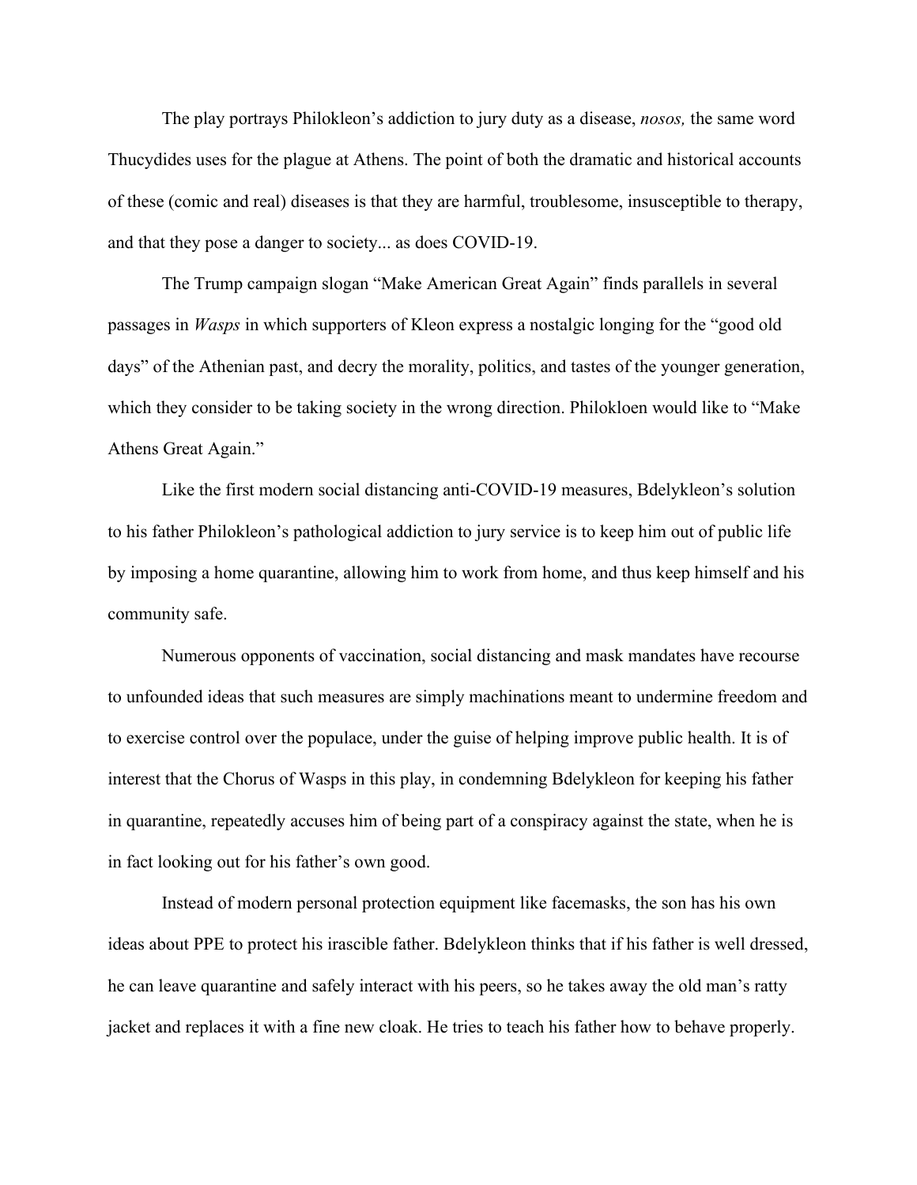The play portrays Philokleon's addiction to jury duty as a disease, *nosos,* the same word Thucydides uses for the plague at Athens. The point of both the dramatic and historical accounts of these (comic and real) diseases is that they are harmful, troublesome, insusceptible to therapy, and that they pose a danger to society... as does COVID-19.

The Trump campaign slogan "Make American Great Again" finds parallels in several passages in *Wasps* in which supporters of Kleon express a nostalgic longing for the "good old days" of the Athenian past, and decry the morality, politics, and tastes of the younger generation, which they consider to be taking society in the wrong direction. Philokloen would like to "Make Athens Great Again."

Like the first modern social distancing anti-COVID-19 measures, Bdelykleon's solution to his father Philokleon's pathological addiction to jury service is to keep him out of public life by imposing a home quarantine, allowing him to work from home, and thus keep himself and his community safe.

Numerous opponents of vaccination, social distancing and mask mandates have recourse to unfounded ideas that such measures are simply machinations meant to undermine freedom and to exercise control over the populace, under the guise of helping improve public health. It is of interest that the Chorus of Wasps in this play, in condemning Bdelykleon for keeping his father in quarantine, repeatedly accuses him of being part of a conspiracy against the state, when he is in fact looking out for his father's own good.

Instead of modern personal protection equipment like facemasks, the son has his own ideas about PPE to protect his irascible father. Bdelykleon thinks that if his father is well dressed, he can leave quarantine and safely interact with his peers, so he takes away the old man's ratty jacket and replaces it with a fine new cloak. He tries to teach his father how to behave properly.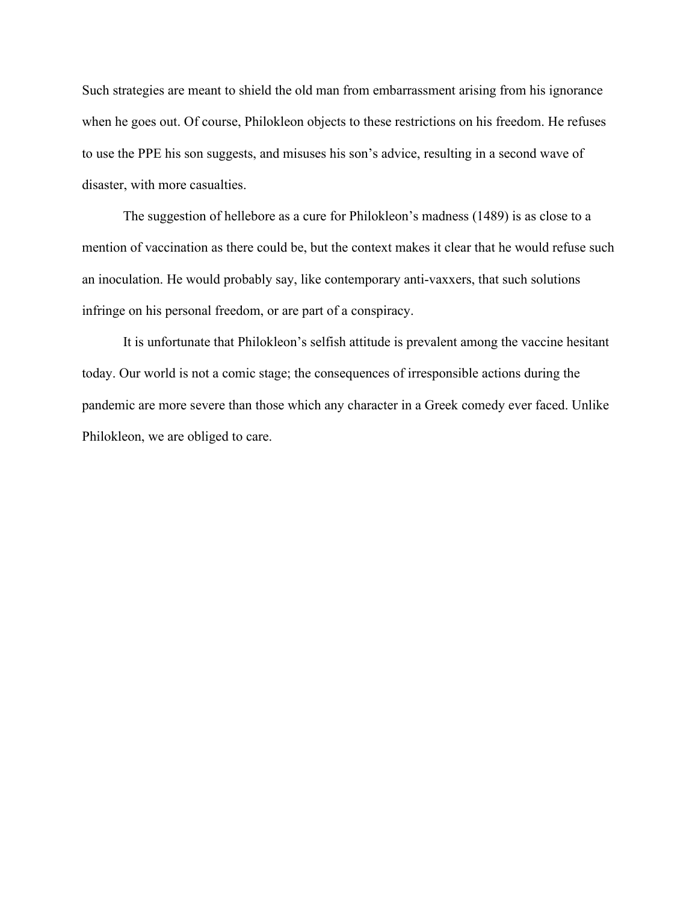Such strategies are meant to shield the old man from embarrassment arising from his ignorance when he goes out. Of course, Philokleon objects to these restrictions on his freedom. He refuses to use the PPE his son suggests, and misuses his son's advice, resulting in a second wave of disaster, with more casualties.

The suggestion of hellebore as a cure for Philokleon's madness (1489) is as close to a mention of vaccination as there could be, but the context makes it clear that he would refuse such an inoculation. He would probably say, like contemporary anti-vaxxers, that such solutions infringe on his personal freedom, or are part of a conspiracy.

It is unfortunate that Philokleon's selfish attitude is prevalent among the vaccine hesitant today. Our world is not a comic stage; the consequences of irresponsible actions during the pandemic are more severe than those which any character in a Greek comedy ever faced. Unlike Philokleon, we are obliged to care.